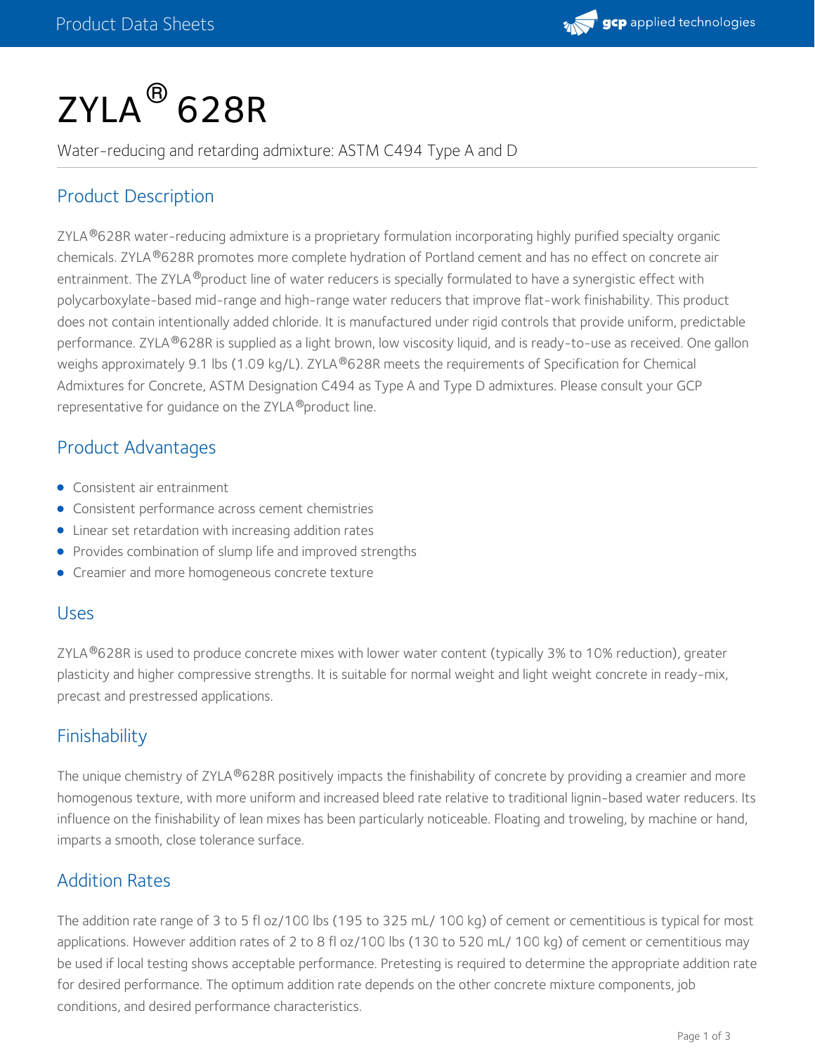# ZYLA® 628R

Water-reducing and retarding admixture: ASTM C494 Type A and D

## Product Description

ZYLA®628R water-reducing admixture is a proprietary formulation incorporating highly purified specialty organic chemicals. ZYLA®628R promotes more complete hydration of Portland cement and has no effect on concrete air entrainment. The ZYLA®product line of water reducers is specially formulated to have a synergistic effect with polycarboxylate-based mid-range and high-range water reducers that improve flat-work finishability. This product does not contain intentionally added chloride. It is manufactured under rigid controls that provide uniform, predictable performance. ZYLA®628R is supplied as a light brown, low viscosity liquid, and is ready-to-use as received. One gallon weighs approximately 9.1 lbs (1.09 kg/L). ZYLA®628R meets the requirements of Specification for Chemical Admixtures for Concrete, ASTM Designation C494 as Type A and Type D admixtures. Please consult your GCP representative for guidance on the ZYLA®product line.

## Product Advantages

- Consistent air entrainment
- Consistent performance across cement chemistries
- Linear set retardation with increasing addition rates
- Provides combination of slump life and improved strengths
- Creamier and more homogeneous concrete texture

## Uses

ZYLA®628R is used to produce concrete mixes with lower water content (typically 3% to 10% reduction), greater plasticity and higher compressive strengths. It is suitable for normal weight and light weight concrete in ready-mix, precast and prestressed applications.

## Finishability

The unique chemistry of ZYLA®628R positively impacts the finishability of concrete by providing a creamier and more homogenous texture, with more uniform and increased bleed rate relative to traditional lignin-based water reducers. Its influence on the finishability of lean mixes has been particularly noticeable. Floating and troweling, by machine or hand, imparts a smooth, close tolerance surface.

## Addition Rates

The addition rate range of 3 to 5 fl oz/100 lbs (195 to 325 mL/ 100 kg) of cement or cementitious is typical for most applications. However addition rates of 2 to 8 fl oz/100 lbs (130 to 520 mL/ 100 kg) of cement or cementitious may be used if local testing shows acceptable performance. Pretesting is required to determine the appropriate addition rate for desired performance. The optimum addition rate depends on the other concrete mixture components, job conditions, and desired performance characteristics.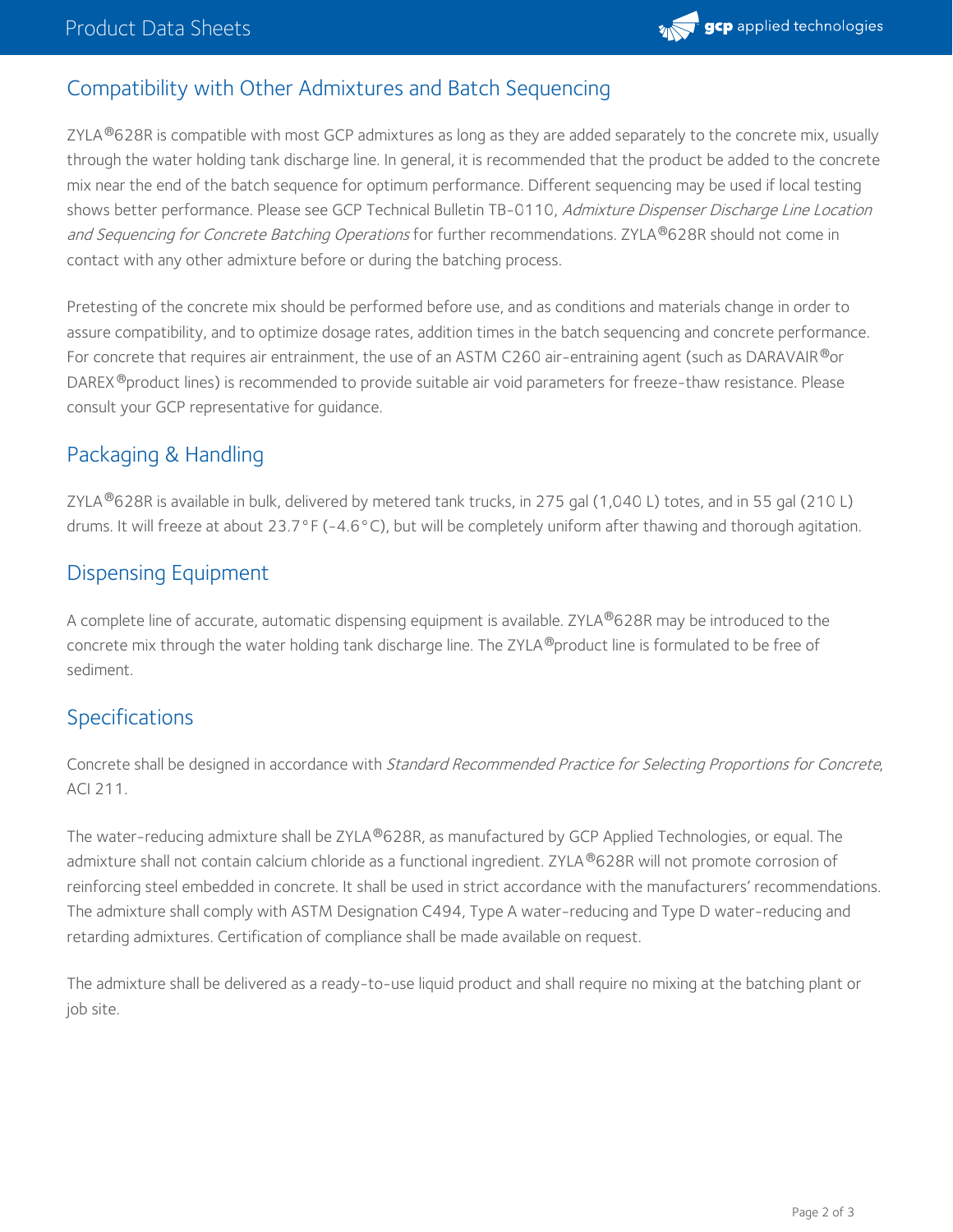## Compatibility with Other Admixtures and Batch Sequencing

ZYLA®628R is compatible with most GCP admixtures as long as they are added separately to the concrete mix, usually through the water holding tank discharge line. In general, it is recommended that the product be added to the concrete mix near the end of the batch sequence for optimum performance. Different sequencing may be used if local testing shows better performance. Please see GCP Technical Bulletin TB-0110, *Admixture Dispenser Discharge Line Location and Sequencing for Concrete Batching Operations* for further recommendations. ZYLA®628R should not come in contact with any other admixture before or during the batching process.

Pretesting of the concrete mix should be performed before use, and as conditions and materials change in order to assure compatibility, and to optimize dosage rates, addition times in the batch sequencing and concrete performance. For concrete that requires air entrainment, the use of an ASTM C260 air-entraining agent (such as DARAVAIR® or DAREX® product lines) is recommended to provide suitable air void parameters for freeze-thaw resistance. Please consult your GCP representative for guidance.

## Packaging & Handling

ZYLA®628R is available in bulk, delivered by metered tank trucks, in 275 gal (1,040 L) totes, and in 55 gal (210 L) drums. It will freeze at about 23.7°F (-4.6°C), but will be completely uniform after thawing and thorough agitation.

## Dispensing Equipment

A complete line of accurate, automatic dispensing equipment is available. ZYLA®628R may be introduced to the concrete mix through the water holding tank discharge line. The ZYLA® product line is formulated to be free of sediment.

## Specifications

Concrete shall be designed in accordance with *Standard Recommended Practice for Selecting Proportions for Concrete*, ACI 211.

The water-reducing admixture shall be ZYLA®628R, as manufactured by GCP Applied Technologies, or equal. The admixture shall not contain calcium chloride as a functional ingredient. ZYLA®628R will not promote corrosion of reinforcing steel embedded in concrete. It shall be used in strict accordance with the manufacturers' recommendations. The admixture shall comply with ASTM Designation C494, Type A water-reducing and Type D water-reducing and retarding admixtures. Certification of compliance shall be made available on request.

The admixture shall be delivered as a ready-to-use liquid product and shall require no mixing at the batching plant or job site.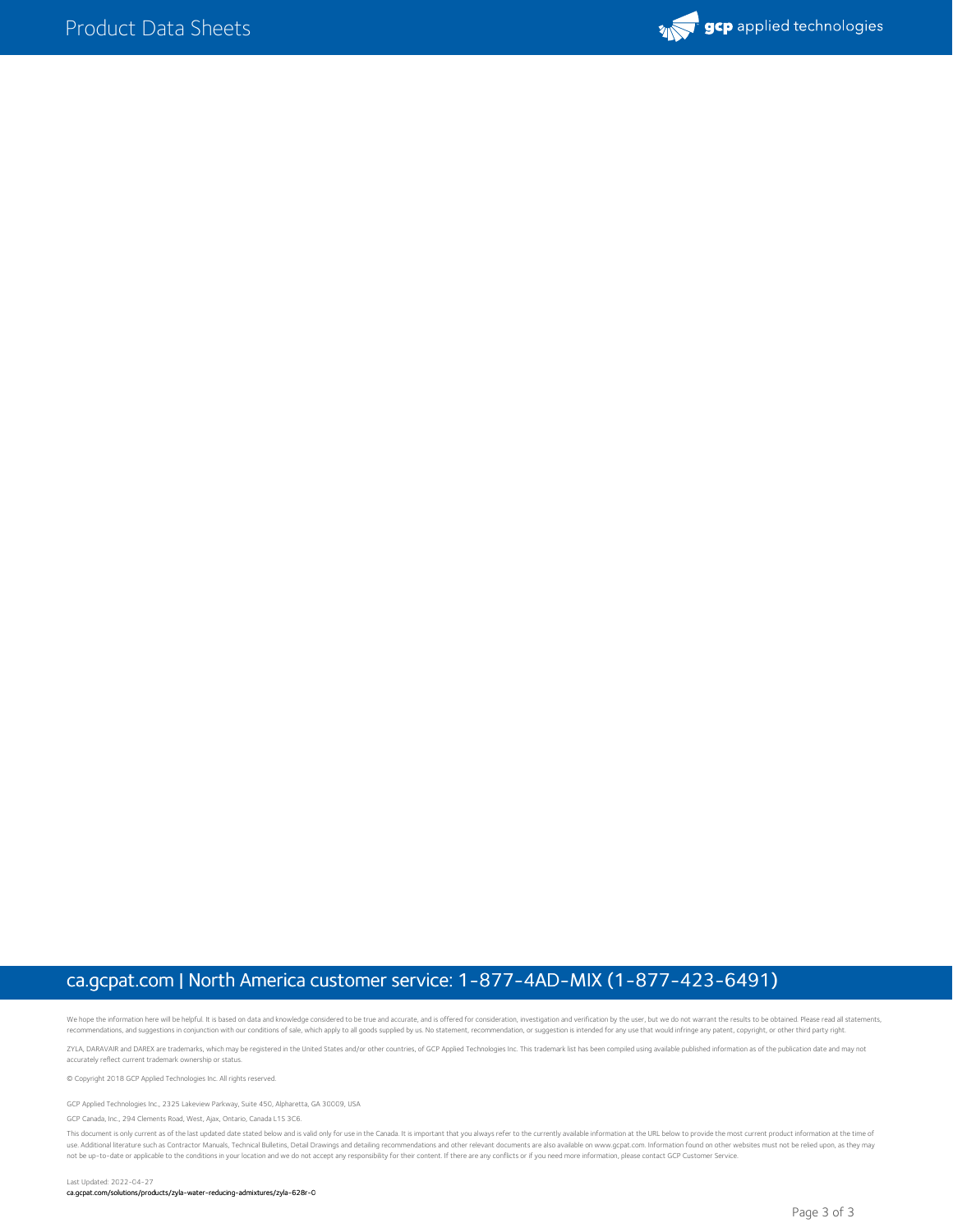ca.gcpat.com | North America customer service: 1-877-4AD-MIX (1-877-423-6491)

We hope the information here will be helpful. It is based on data and knowledge considered to be true and accurate, and is offered for consideration, investigation and verification by the user, but we do not warrant the results to be obtained. Please read all statements, recommendations, and suggestions in conjunction with our conditions of sale, which apply to all goods supplied by us. No statement, recommendation, or suggestion is intended for any use that would infringe any patent, copyright, or other third party right.

ZYLA, DARAVAIR and DAREX are trademarks, which may be registered in the United States and/or other countries, of GCP Applied Technologies Inc. This trademark list has been compiled using available published information as of the publication date and may not accurately reflect current trademark ownership or status.

© Copyright 2018 GCP Applied Technologies Inc. All rights reserved.

GCP Applied Technologies Inc., 2325 Lakeview Parkway, Suite 450, Alpharetta, GA 30009, USA

GCP Canada, Inc., 294 Clements Road, West, Ajax, Ontario, Canada L1S 3C6.

This document is only current as of the last updated date stated below and is valid only for use in the Canada. It is important that you always refer to the currently available information at the URL below to provide the most current product information at the time of use. Additional literature such as Contractor Manuals, Technical Bulletins, Detail Drawings and detailing recommendations and other relevant documents are also available on www.gcpat.com. Information found on other websites must not be relied upon, as they may not be up-to-date or applicable to the conditions in your location and we do not accept any responsibility for their content. If there are any conflicts or if you need more information, please contact GCP Customer Service.

Last Updated: 2022-04-27
ca.gcpat.com/solutions/products/zyla-water-reducing-admixtures/zyla-628r-0